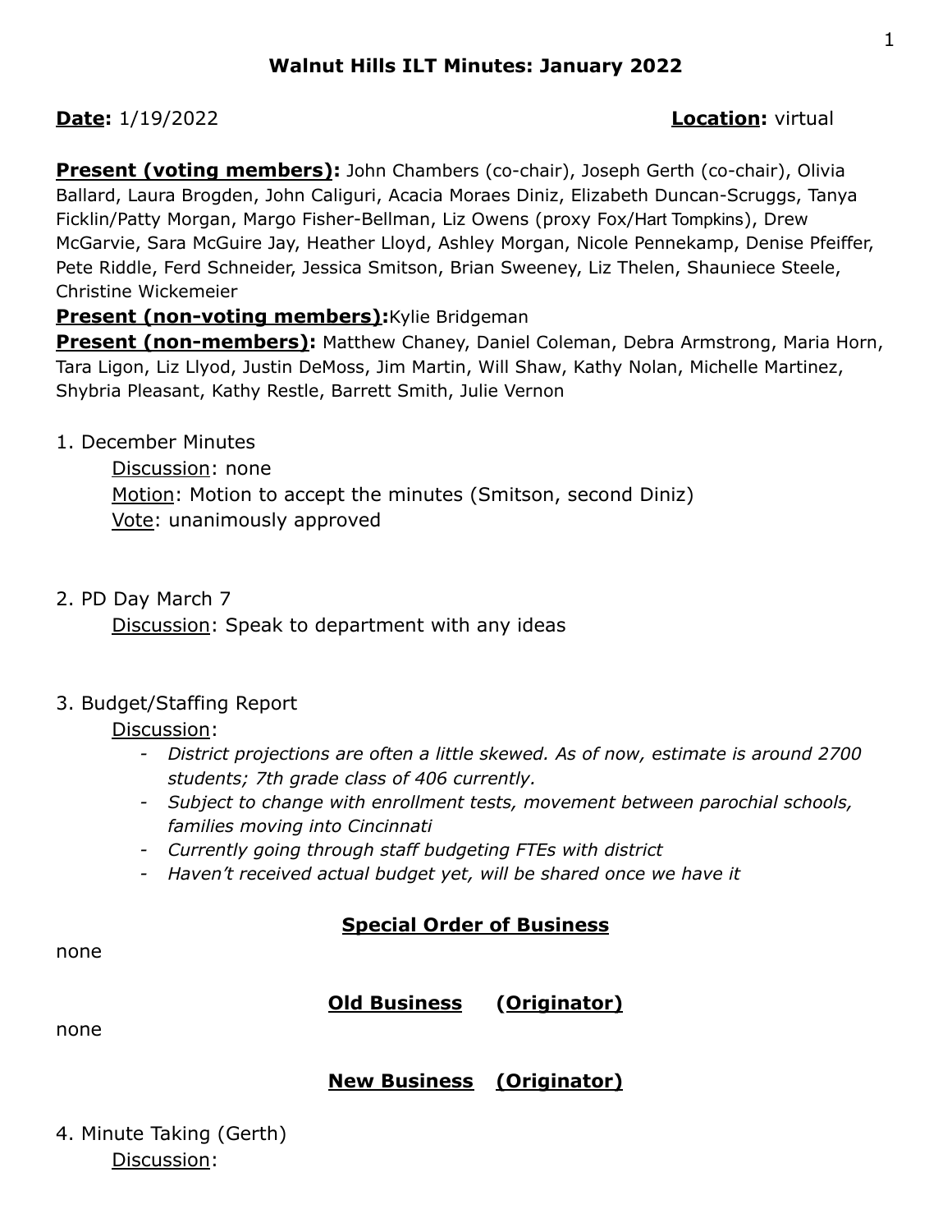# Walnut Hills ILT Minutes: January 2022

**<u>Date</u>:** 1/19/2022 **<u>Location</u>:** virtual

**<u>Present (voting members)</u>:** John Chambers (co-chair), Joseph Gerth (co-chair), Olivia Ballard, Laura Brogden, John Caliguri, Acacia Moraes Diniz, Elizabeth Duncan-Scruggs, Tanya Ficklin/Patty Morgan, Margo Fisher-Bellman, Liz Owens (proxy Fox/Hart Tompkins), Drew McGarvie, Sara McGuire Jay, Heather Lloyd, Ashley Morgan, Nicole Pennekamp, Denise Pfeiffer, Pete Riddle, Ferd Schneider, Jessica Smitson, Brian Sweeney, Liz Thelen, Shauniece Steele, Christine Wickemeier

**<u>Present (non-voting members)</u>:** Kylie Bridgeman

**<u>Present (non-members)</u>:** Matthew Chaney, Daniel Coleman, Debra Armstrong, Maria Horn, Tara Ligon, Liz Llyod, Justin DeMoss, Jim Martin, Will Shaw, Kathy Nolan, Michelle Martinez, Shybria Pleasant, Kathy Restle, Barrett Smith, Julie Vernon

1. December Minutes
   - <u>Discussion</u>: none
   - <u>Motion</u>: Motion to accept the minutes (Smitson, second Diniz)
   - <u>Vote</u>: unanimously approved

2. PD Day March 7
   - <u>Discussion</u>: Speak to department with any ideas

3. Budget/Staffing Report
   - <u>Discussion</u>:
     - *District projections are often a little skewed. As of now, estimate is around 2700 students; 7th grade class of 406 currently.*
     - *Subject to change with enrollment tests, movement between parochial schools, families moving into Cincinnati*
     - *Currently going through staff budgeting FTEs with district*
     - *Haven't received actual budget yet, will be shared once we have it*

## Special Order of Business

none

## Old Business (Originator)

none

## New Business (Originator)

4. Minute Taking (Gerth)
   - <u>Discussion</u>: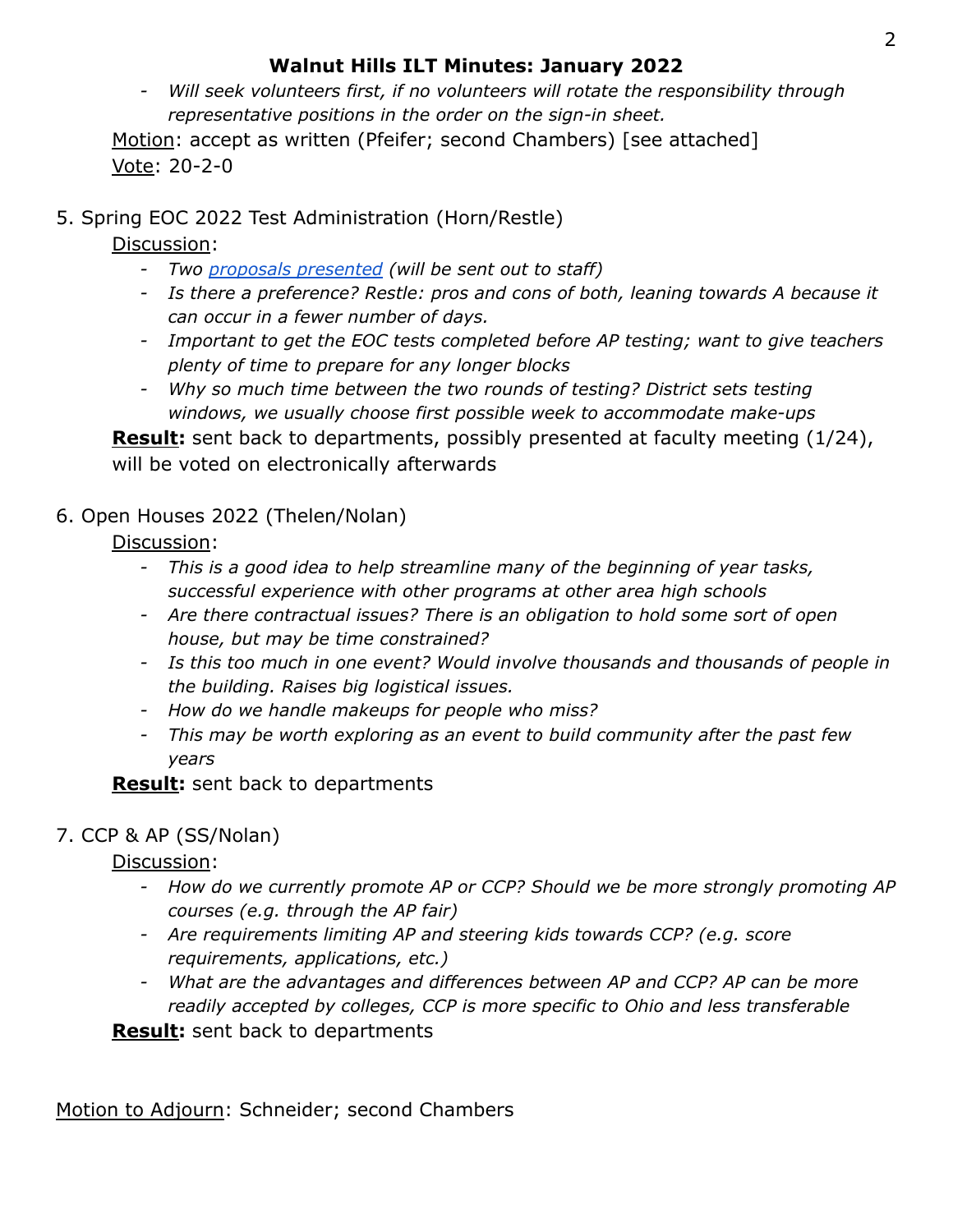- *Will seek volunteers first, if no volunteers will rotate the responsibility through representative positions in the order on the sign-in sheet.*

<u>Motion</u>: accept as written (Pfeifer; second Chambers) [see attached]
<u>Vote</u>: 20-2-0

5. Spring EOC 2022 Test Administration (Horn/Restle)

   <u>Discussion</u>:

   - *Two proposals presented (will be sent out to staff)*
   - *Is there a preference? Restle: pros and cons of both, leaning towards A because it can occur in a fewer number of days.*
   - *Important to get the EOC tests completed before AP testing; want to give teachers plenty of time to prepare for any longer blocks*
   - *Why so much time between the two rounds of testing? District sets testing windows, we usually choose first possible week to accommodate make-ups*

   **<u>Result</u>:** sent back to departments, possibly presented at faculty meeting (1/24), will be voted on electronically afterwards

6. Open Houses 2022 (Thelen/Nolan)

   <u>Discussion</u>:

   - *This is a good idea to help streamline many of the beginning of year tasks, successful experience with other programs at other area high schools*
   - *Are there contractual issues? There is an obligation to hold some sort of open house, but may be time constrained?*
   - *Is this too much in one event? Would involve thousands and thousands of people in the building. Raises big logistical issues.*
   - *How do we handle makeups for people who miss?*
   - *This may be worth exploring as an event to build community after the past few years*

   **<u>Result</u>:** sent back to departments

7. CCP & AP (SS/Nolan)

   <u>Discussion</u>:

   - *How do we currently promote AP or CCP? Should we be more strongly promoting AP courses (e.g. through the AP fair)*
   - *Are requirements limiting AP and steering kids towards CCP? (e.g. score requirements, applications, etc.)*
   - *What are the advantages and differences between AP and CCP? AP can be more readily accepted by colleges, CCP is more specific to Ohio and less transferable*

   **<u>Result</u>:** sent back to departments

<u>Motion to Adjourn</u>: Schneider; second Chambers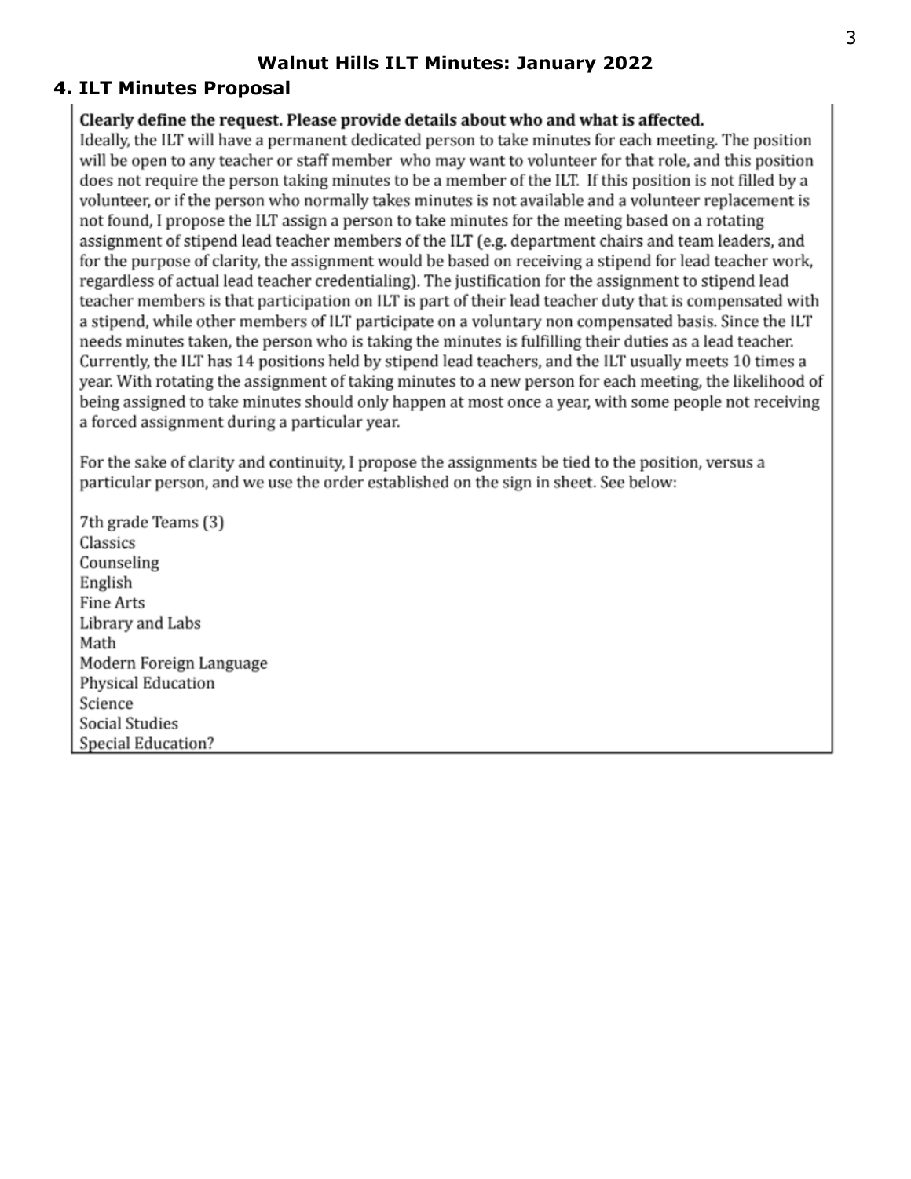## 4. ILT Minutes Proposal

**Clearly define the request. Please provide details about who and what is affected.**

Ideally, the ILT will have a permanent dedicated person to take minutes for each meeting. The position will be open to any teacher or staff member who may want to volunteer for that role, and this position does not require the person taking minutes to be a member of the ILT. If this position is not filled by a volunteer, or if the person who normally takes minutes is not available and a volunteer replacement is not found, I propose the ILT assign a person to take minutes for the meeting based on a rotating assignment of stipend lead teacher members of the ILT (e.g. department chairs and team leaders, and for the purpose of clarity, the assignment would be based on receiving a stipend for lead teacher work, regardless of actual lead teacher credentialing). The justification for the assignment to stipend lead teacher members is that participation on ILT is part of their lead teacher duty that is compensated with a stipend, while other members of ILT participate on a voluntary non compensated basis. Since the ILT needs minutes taken, the person who is taking the minutes is fulfilling their duties as a lead teacher. Currently, the ILT has 14 positions held by stipend lead teachers, and the ILT usually meets 10 times a year. With rotating the assignment of taking minutes to a new person for each meeting, the likelihood of being assigned to take minutes should only happen at most once a year, with some people not receiving a forced assignment during a particular year.

For the sake of clarity and continuity, I propose the assignments be tied to the position, versus a particular person, and we use the order established on the sign in sheet. See below:

7th grade Teams (3)
Classics
Counseling
English
Fine Arts
Library and Labs
Math
Modern Foreign Language
Physical Education
Science
Social Studies
Special Education?